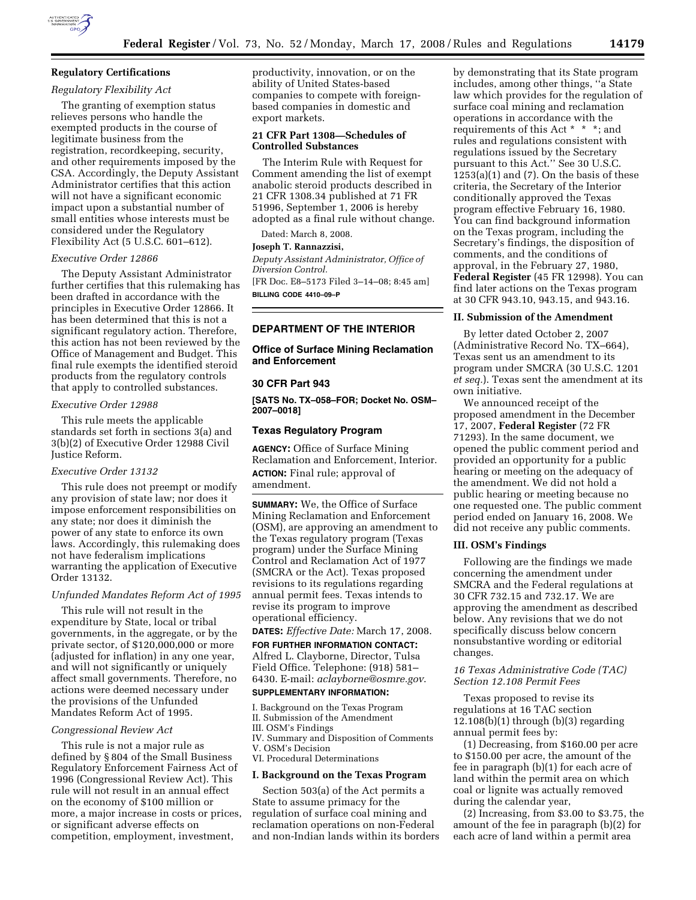### Regulatory Certifications

*Regulatory Flexibility Act*

The granting of exemption status relieves persons who handle the exempted products in the course of legitimate business from the registration, recordkeeping, security, and other requirements imposed by the CSA. Accordingly, the Deputy Assistant Administrator certifies that this action will not have a significant economic impact upon a substantial number of small entities whose interests must be considered under the Regulatory Flexibility Act (5 U.S.C. 601–612).

*Executive Order 12866*

The Deputy Assistant Administrator further certifies that this rulemaking has been drafted in accordance with the principles in Executive Order 12866. It has been determined that this is not a significant regulatory action. Therefore, this action has not been reviewed by the Office of Management and Budget. This final rule exempts the identified steroid products from the regulatory controls that apply to controlled substances.

*Executive Order 12988*

This rule meets the applicable standards set forth in sections 3(a) and 3(b)(2) of Executive Order 12988 Civil Justice Reform.

*Executive Order 13132*

This rule does not preempt or modify any provision of state law; nor does it impose enforcement responsibilities on any state; nor does it diminish the power of any state to enforce its own laws. Accordingly, this rulemaking does not have federalism implications warranting the application of Executive Order 13132.

*Unfunded Mandates Reform Act of 1995*

This rule will not result in the expenditure by State, local or tribal governments, in the aggregate, or by the private sector, of $120,000,000 or more (adjusted for inflation) in any one year, and will not significantly or uniquely affect small governments. Therefore, no actions were deemed necessary under the provisions of the Unfunded Mandates Reform Act of 1995.

*Congressional Review Act*

This rule is not a major rule as defined by § 804 of the Small Business Regulatory Enforcement Fairness Act of 1996 (Congressional Review Act). This rule will not result in an annual effect on the economy of $100 million or more, a major increase in costs or prices, or significant adverse effects on competition, employment, investment, productivity, innovation, or on the ability of United States-based companies to compete with foreign-based companies in domestic and export markets.

### 21 CFR Part 1308—Schedules of Controlled Substances

The Interim Rule with Request for Comment amending the list of exempt anabolic steroid products described in 21 CFR 1308.34 published at 71 FR 51996, September 1, 2006 is hereby adopted as a final rule without change.

Dated: March 8, 2008.

**Joseph T. Rannazzisi,**

*Deputy Assistant Administrator, Office of Diversion Control.*

[FR Doc. E8–5173 Filed 3–14–08; 8:45 am]

**BILLING CODE 4410–09–P**

---

## DEPARTMENT OF THE INTERIOR

### Office of Surface Mining Reclamation and Enforcement

### 30 CFR Part 943

**[SATS No. TX–058–FOR; Docket No. OSM–2007–0018]**

### Texas Regulatory Program

**AGENCY:** Office of Surface Mining Reclamation and Enforcement, Interior.

**ACTION:** Final rule; approval of amendment.

**SUMMARY:** We, the Office of Surface Mining Reclamation and Enforcement (OSM), are approving an amendment to the Texas regulatory program (Texas program) under the Surface Mining Control and Reclamation Act of 1977 (SMCRA or the Act). Texas proposed revisions to its regulations regarding annual permit fees. Texas intends to revise its program to improve operational efficiency.

**DATES:** *Effective Date:* March 17, 2008.

**FOR FURTHER INFORMATION CONTACT:** Alfred L. Clayborne, Director, Tulsa Field Office. Telephone: (918) 581–6430. E-mail: *aclayborne@osmre.gov*.

**SUPPLEMENTARY INFORMATION:**

I. Background on the Texas Program
II. Submission of the Amendment
III. OSM's Findings
IV. Summary and Disposition of Comments
V. OSM's Decision
VI. Procedural Determinations

### I. Background on the Texas Program

Section 503(a) of the Act permits a State to assume primacy for the regulation of surface coal mining and reclamation operations on non-Federal and non-Indian lands within its borders by demonstrating that its State program includes, among other things, "a State law which provides for the regulation of surface coal mining and reclamation operations in accordance with the requirements of this Act * * *; and rules and regulations consistent with regulations issued by the Secretary pursuant to this Act." See 30 U.S.C. 1253(a)(1) and (7). On the basis of these criteria, the Secretary of the Interior conditionally approved the Texas program effective February 16, 1980. You can find background information on the Texas program, including the Secretary's findings, the disposition of comments, and the conditions of approval, in the February 27, 1980, **Federal Register** (45 FR 12998). You can find later actions on the Texas program at 30 CFR 943.10, 943.15, and 943.16.

### II. Submission of the Amendment

By letter dated October 2, 2007 (Administrative Record No. TX–664), Texas sent us an amendment to its program under SMCRA (30 U.S.C. 1201 *et seq.*). Texas sent the amendment at its own initiative.

We announced receipt of the proposed amendment in the December 17, 2007, **Federal Register** (72 FR 71293). In the same document, we opened the public comment period and provided an opportunity for a public hearing or meeting on the adequacy of the amendment. We did not hold a public hearing or meeting because no one requested one. The public comment period ended on January 16, 2008. We did not receive any public comments.

### III. OSM's Findings

Following are the findings we made concerning the amendment under SMCRA and the Federal regulations at 30 CFR 732.15 and 732.17. We are approving the amendment as described below. Any revisions that we do not specifically discuss below concern nonsubstantive wording or editorial changes.

*16 Texas Administrative Code (TAC) Section 12.108 Permit Fees*

Texas proposed to revise its regulations at 16 TAC section 12.108(b)(1) through (b)(3) regarding annual permit fees by:

(1) Decreasing, from $160.00 per acre to $150.00 per acre, the amount of the fee in paragraph (b)(1) for each acre of land within the permit area on which coal or lignite was actually removed during the calendar year,

(2) Increasing, from $3.00 to $3.75, the amount of the fee in paragraph (b)(2) for each acre of land within a permit area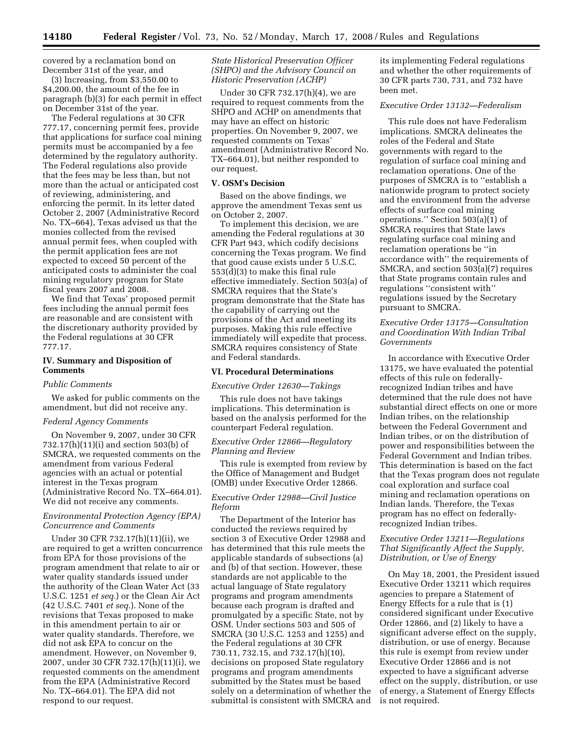covered by a reclamation bond on December 31st of the year, and

(3) Increasing, from $3,550.00 to $4,200.00, the amount of the fee in paragraph (b)(3) for each permit in effect on December 31st of the year.

The Federal regulations at 30 CFR 777.17, concerning permit fees, provide that applications for surface coal mining permits must be accompanied by a fee determined by the regulatory authority. The Federal regulations also provide that the fees may be less than, but not more than the actual or anticipated cost of reviewing, administering, and enforcing the permit. In its letter dated October 2, 2007 (Administrative Record No. TX–664), Texas advised us that the monies collected from the revised annual permit fees, when coupled with the permit application fees are not expected to exceed 50 percent of the anticipated costs to administer the coal mining regulatory program for State fiscal years 2007 and 2008.

We find that Texas' proposed permit fees including the annual permit fees are reasonable and are consistent with the discretionary authority provided by the Federal regulations at 30 CFR 777.17.

## IV. Summary and Disposition of Comments

### *Public Comments*

We asked for public comments on the amendment, but did not receive any.

### *Federal Agency Comments*

On November 9, 2007, under 30 CFR 732.17(h)(11)(i) and section 503(b) of SMCRA, we requested comments on the amendment from various Federal agencies with an actual or potential interest in the Texas program (Administrative Record No. TX–664.01). We did not receive any comments.

### *Environmental Protection Agency (EPA) Concurrence and Comments*

Under 30 CFR 732.17(h)(11)(ii), we are required to get a written concurrence from EPA for those provisions of the program amendment that relate to air or water quality standards issued under the authority of the Clean Water Act (33 U.S.C. 1251 *et seq.*) or the Clean Air Act (42 U.S.C. 7401 *et seq.*). None of the revisions that Texas proposed to make in this amendment pertain to air or water quality standards. Therefore, we did not ask EPA to concur on the amendment. However, on November 9, 2007, under 30 CFR 732.17(h)(11)(i), we requested comments on the amendment from the EPA (Administrative Record No. TX–664.01). The EPA did not respond to our request.

### *State Historical Preservation Officer (SHPO) and the Advisory Council on Historic Preservation (ACHP)*

Under 30 CFR 732.17(h)(4), we are required to request comments from the SHPO and ACHP on amendments that may have an effect on historic properties. On November 9, 2007, we requested comments on Texas' amendment (Administrative Record No. TX–664.01), but neither responded to our request.

## V. OSM's Decision

Based on the above findings, we approve the amendment Texas sent us on October 2, 2007.

To implement this decision, we are amending the Federal regulations at 30 CFR Part 943, which codify decisions concerning the Texas program. We find that good cause exists under 5 U.S.C. 553(d)(3) to make this final rule effective immediately. Section 503(a) of SMCRA requires that the State's program demonstrate that the State has the capability of carrying out the provisions of the Act and meeting its purposes. Making this rule effective immediately will expedite that process. SMCRA requires consistency of State and Federal standards.

## VI. Procedural Determinations

### *Executive Order 12630—Takings*

This rule does not have takings implications. This determination is based on the analysis performed for the counterpart Federal regulation.

### *Executive Order 12866—Regulatory Planning and Review*

This rule is exempted from review by the Office of Management and Budget (OMB) under Executive Order 12866.

### *Executive Order 12988—Civil Justice Reform*

The Department of the Interior has conducted the reviews required by section 3 of Executive Order 12988 and has determined that this rule meets the applicable standards of subsections (a) and (b) of that section. However, these standards are not applicable to the actual language of State regulatory programs and program amendments because each program is drafted and promulgated by a specific State, not by OSM. Under sections 503 and 505 of SMCRA (30 U.S.C. 1253 and 1255) and the Federal regulations at 30 CFR 730.11, 732.15, and 732.17(h)(10), decisions on proposed State regulatory programs and program amendments submitted by the States must be based solely on a determination of whether the submittal is consistent with SMCRA and its implementing Federal regulations and whether the other requirements of 30 CFR parts 730, 731, and 732 have been met.

### *Executive Order 13132—Federalism*

This rule does not have Federalism implications. SMCRA delineates the roles of the Federal and State governments with regard to the regulation of surface coal mining and reclamation operations. One of the purposes of SMCRA is to "establish a nationwide program to protect society and the environment from the adverse effects of surface coal mining operations." Section 503(a)(1) of SMCRA requires that State laws regulating surface coal mining and reclamation operations be "in accordance with" the requirements of SMCRA, and section 503(a)(7) requires that State programs contain rules and regulations "consistent with" regulations issued by the Secretary pursuant to SMCRA.

### *Executive Order 13175—Consultation and Coordination With Indian Tribal Governments*

In accordance with Executive Order 13175, we have evaluated the potential effects of this rule on federally-recognized Indian tribes and have determined that the rule does not have substantial direct effects on one or more Indian tribes, on the relationship between the Federal Government and Indian tribes, or on the distribution of power and responsibilities between the Federal Government and Indian tribes. This determination is based on the fact that the Texas program does not regulate coal exploration and surface coal mining and reclamation operations on Indian lands. Therefore, the Texas program has no effect on federally-recognized Indian tribes.

### *Executive Order 13211—Regulations That Significantly Affect the Supply, Distribution, or Use of Energy*

On May 18, 2001, the President issued Executive Order 13211 which requires agencies to prepare a Statement of Energy Effects for a rule that is (1) considered significant under Executive Order 12866, and (2) likely to have a significant adverse effect on the supply, distribution, or use of energy. Because this rule is exempt from review under Executive Order 12866 and is not expected to have a significant adverse effect on the supply, distribution, or use of energy, a Statement of Energy Effects is not required.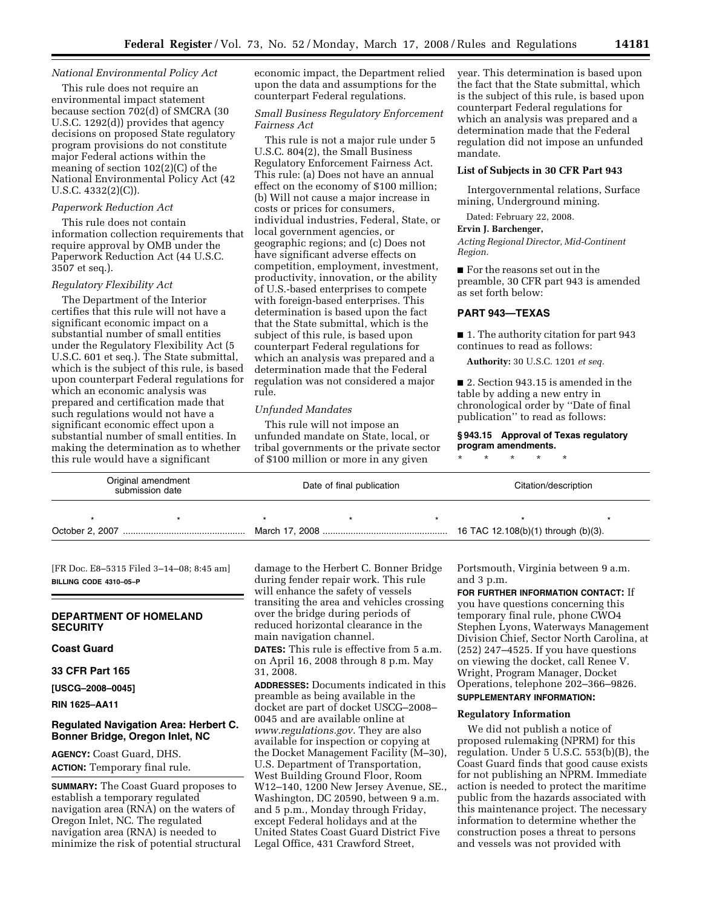*National Environmental Policy Act*

This rule does not require an environmental impact statement because section 702(d) of SMCRA (30 U.S.C. 1292(d)) provides that agency decisions on proposed State regulatory program provisions do not constitute major Federal actions within the meaning of section 102(2)(C) of the National Environmental Policy Act (42 U.S.C. 4332(2)(C)).

*Paperwork Reduction Act*

This rule does not contain information collection requirements that require approval by OMB under the Paperwork Reduction Act (44 U.S.C. 3507 et seq.).

*Regulatory Flexibility Act*

The Department of the Interior certifies that this rule will not have a significant economic impact on a substantial number of small entities under the Regulatory Flexibility Act (5 U.S.C. 601 et seq.). The State submittal, which is the subject of this rule, is based upon counterpart Federal regulations for which an economic analysis was prepared and certification made that such regulations would not have a significant economic effect upon a substantial number of small entities. In making the determination as to whether this rule would have a significant economic impact, the Department relied upon the data and assumptions for the counterpart Federal regulations.

*Small Business Regulatory Enforcement Fairness Act*

This rule is not a major rule under 5 U.S.C. 804(2), the Small Business Regulatory Enforcement Fairness Act. This rule: (a) Does not have an annual effect on the economy of $100 million; (b) Will not cause a major increase in costs or prices for consumers, individual industries, Federal, State, or local government agencies, or geographic regions; and (c) Does not have significant adverse effects on competition, employment, investment, productivity, innovation, or the ability of U.S.-based enterprises to compete with foreign-based enterprises. This determination is based upon the fact that the State submittal, which is the subject of this rule, is based upon counterpart Federal regulations for which an analysis was prepared and a determination made that the Federal regulation was not considered a major rule.

*Unfunded Mandates*

This rule will not impose an unfunded mandate on State, local, or tribal governments or the private sector of $100 million or more in any given year. This determination is based upon the fact that the State submittal, which is the subject of this rule, is based upon counterpart Federal regulations for which an analysis was prepared and a determination made that the Federal regulation did not impose an unfunded mandate.

**List of Subjects in 30 CFR Part 943**

Intergovernmental relations, Surface mining, Underground mining.

Dated: February 22, 2008.

**Ervin J. Barchenger,**

*Acting Regional Director, Mid-Continent Region.*

■ For the reasons set out in the preamble, 30 CFR part 943 is amended as set forth below:

## PART 943—TEXAS

■ 1. The authority citation for part 943 continues to read as follows:

**Authority:** 30 U.S.C. 1201 *et seq.*

■ 2. Section 943.15 is amended in the table by adding a new entry in chronological order by ''Date of final publication'' to read as follows:

**§ 943.15 Approval of Texas regulatory program amendments.**

\* \* \* \* \*

| Original amendment submission date | Date of final publication | Citation/description |
|---|---|---|
| \* \* | \* \* \* | \* \* |
| October 2, 2007 | March 17, 2008 | 16 TAC 12.108(b)(1) through (b)(3). |

[FR Doc. E8–5315 Filed 3–14–08; 8:45 am]

**BILLING CODE 4310–05–P**

---

## DEPARTMENT OF HOMELAND SECURITY

### Coast Guard

### 33 CFR Part 165

**[USCG–2008–0045]**

**RIN 1625–AA11**

### Regulated Navigation Area: Herbert C. Bonner Bridge, Oregon Inlet, NC

**AGENCY:** Coast Guard, DHS.

**ACTION:** Temporary final rule.

**SUMMARY:** The Coast Guard proposes to establish a temporary regulated navigation area (RNA) on the waters of Oregon Inlet, NC. The regulated navigation area (RNA) is needed to minimize the risk of potential structural damage to the Herbert C. Bonner Bridge during fender repair work. This rule will enhance the safety of vessels transiting the area and vehicles crossing over the bridge during periods of reduced horizontal clearance in the main navigation channel.

**DATES:** This rule is effective from 5 a.m. on April 16, 2008 through 8 p.m. May 31, 2008.

**ADDRESSES:** Documents indicated in this preamble as being available in the docket are part of docket USCG–2008–0045 and are available online at *www.regulations.gov*. They are also available for inspection or copying at the Docket Management Facility (M–30), U.S. Department of Transportation, West Building Ground Floor, Room W12–140, 1200 New Jersey Avenue, SE., Washington, DC 20590, between 9 a.m. and 5 p.m., Monday through Friday, except Federal holidays and at the United States Coast Guard District Five Legal Office, 431 Crawford Street, Portsmouth, Virginia between 9 a.m. and 3 p.m.

**FOR FURTHER INFORMATION CONTACT:** If you have questions concerning this temporary final rule, phone CWO4 Stephen Lyons, Waterways Management Division Chief, Sector North Carolina, at (252) 247–4525. If you have questions on viewing the docket, call Renee V. Wright, Program Manager, Docket Operations, telephone 202–366–9826.

**SUPPLEMENTARY INFORMATION:**

**Regulatory Information**

We did not publish a notice of proposed rulemaking (NPRM) for this regulation. Under 5 U.S.C. 553(b)(B), the Coast Guard finds that good cause exists for not publishing an NPRM. Immediate action is needed to protect the maritime public from the hazards associated with this maintenance project. The necessary information to determine whether the construction poses a threat to persons and vessels was not provided with